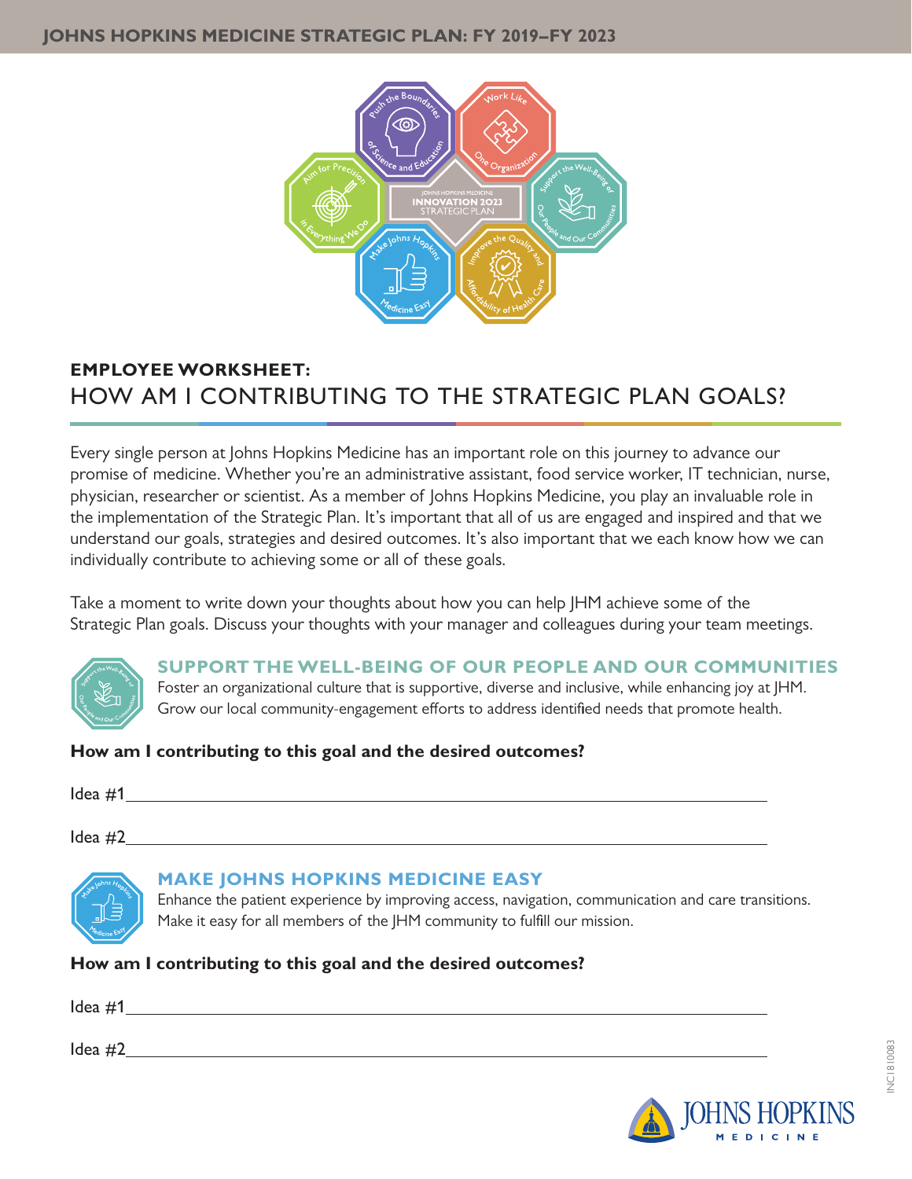JOHNS HOPKINS MEDICINE STRATEGIC PLAN: FY 2019–FY 2023

**EMPLOYEE WORKSHEET:**

# HOW AM I CONTRIBUTING TO THE STRATEGIC PLAN GOALS?

Every single person at Johns Hopkins Medicine has an important role on this journey to advance our promise of medicine. Whether you're an administrative assistant, food service worker, IT technician, nurse, physician, researcher or scientist. As a member of Johns Hopkins Medicine, you play an invaluable role in the implementation of the Strategic Plan. It's important that all of us are engaged and inspired and that we understand our goals, strategies and desired outcomes. It's also important that we each know how we can individually contribute to achieving some or all of these goals.

Take a moment to write down your thoughts about how you can help JHM achieve some of the Strategic Plan goals. Discuss your thoughts with your manager and colleagues during your team meetings.

## SUPPORT THE WELL-BEING OF OUR PEOPLE AND OUR COMMUNITIES

Foster an organizational culture that is supportive, diverse and inclusive, while enhancing joy at JHM. Grow our local community-engagement efforts to address identified needs that promote health.

**How am I contributing to this goal and the desired outcomes?**

Idea #1\_\_\_\_\_\_\_\_\_\_\_\_\_\_\_\_\_\_\_\_\_\_\_\_\_\_\_\_\_\_\_\_\_\_\_\_\_\_\_\_\_\_\_\_\_\_\_\_\_\_\_\_\_\_\_\_\_\_

Idea #2\_\_\_\_\_\_\_\_\_\_\_\_\_\_\_\_\_\_\_\_\_\_\_\_\_\_\_\_\_\_\_\_\_\_\_\_\_\_\_\_\_\_\_\_\_\_\_\_\_\_\_\_\_\_\_\_\_\_

## MAKE JOHNS HOPKINS MEDICINE EASY

Enhance the patient experience by improving access, navigation, communication and care transitions. Make it easy for all members of the JHM community to fulfill our mission.

**How am I contributing to this goal and the desired outcomes?**

Idea #1\_\_\_\_\_\_\_\_\_\_\_\_\_\_\_\_\_\_\_\_\_\_\_\_\_\_\_\_\_\_\_\_\_\_\_\_\_\_\_\_\_\_\_\_\_\_\_\_\_\_\_\_\_\_\_\_\_\_

Idea #2\_\_\_\_\_\_\_\_\_\_\_\_\_\_\_\_\_\_\_\_\_\_\_\_\_\_\_\_\_\_\_\_\_\_\_\_\_\_\_\_\_\_\_\_\_\_\_\_\_\_\_\_\_\_\_\_\_\_

INC1810083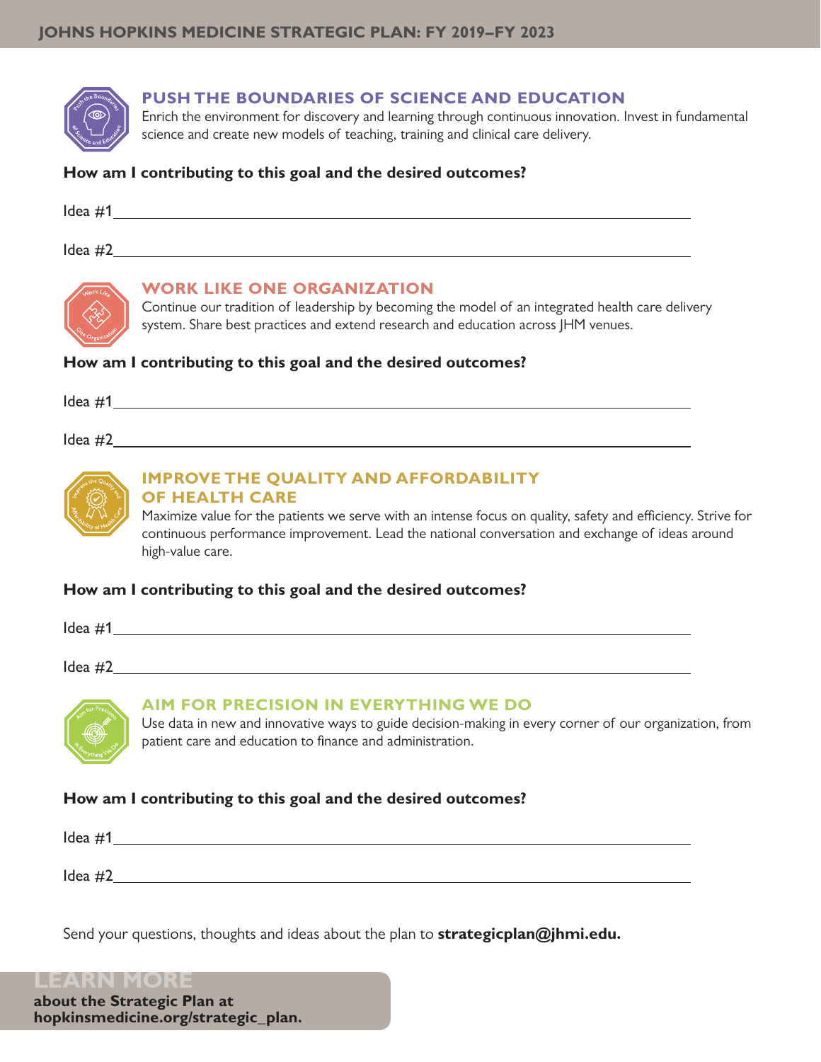## PUSH THE BOUNDARIES OF SCIENCE AND EDUCATION

Enrich the environment for discovery and learning through continuous innovation. Invest in fundamental science and create new models of teaching, training and clinical care delivery.

**How am I contributing to this goal and the desired outcomes?**

Idea #1 ______________________________

Idea #2 ______________________________

## WORK LIKE ONE ORGANIZATION

Continue our tradition of leadership by becoming the model of an integrated health care delivery system. Share best practices and extend research and education across JHM venues.

**How am I contributing to this goal and the desired outcomes?**

Idea #1 ______________________________

Idea #2 ______________________________

## IMPROVE THE QUALITY AND AFFORDABILITY OF HEALTH CARE

Maximize value for the patients we serve with an intense focus on quality, safety and efficiency. Strive for continuous performance improvement. Lead the national conversation and exchange of ideas around high-value care.

**How am I contributing to this goal and the desired outcomes?**

Idea #1 ______________________________

Idea #2 ______________________________

## AIM FOR PRECISION IN EVERYTHING WE DO

Use data in new and innovative ways to guide decision-making in every corner of our organization, from patient care and education to finance and administration.

**How am I contributing to this goal and the desired outcomes?**

Idea #1 ______________________________

Idea #2 ______________________________

Send your questions, thoughts and ideas about the plan to **strategicplan@jhmi.edu.**

**LEARN MORE**
**about the Strategic Plan at hopkinsmedicine.org/strategic_plan.**